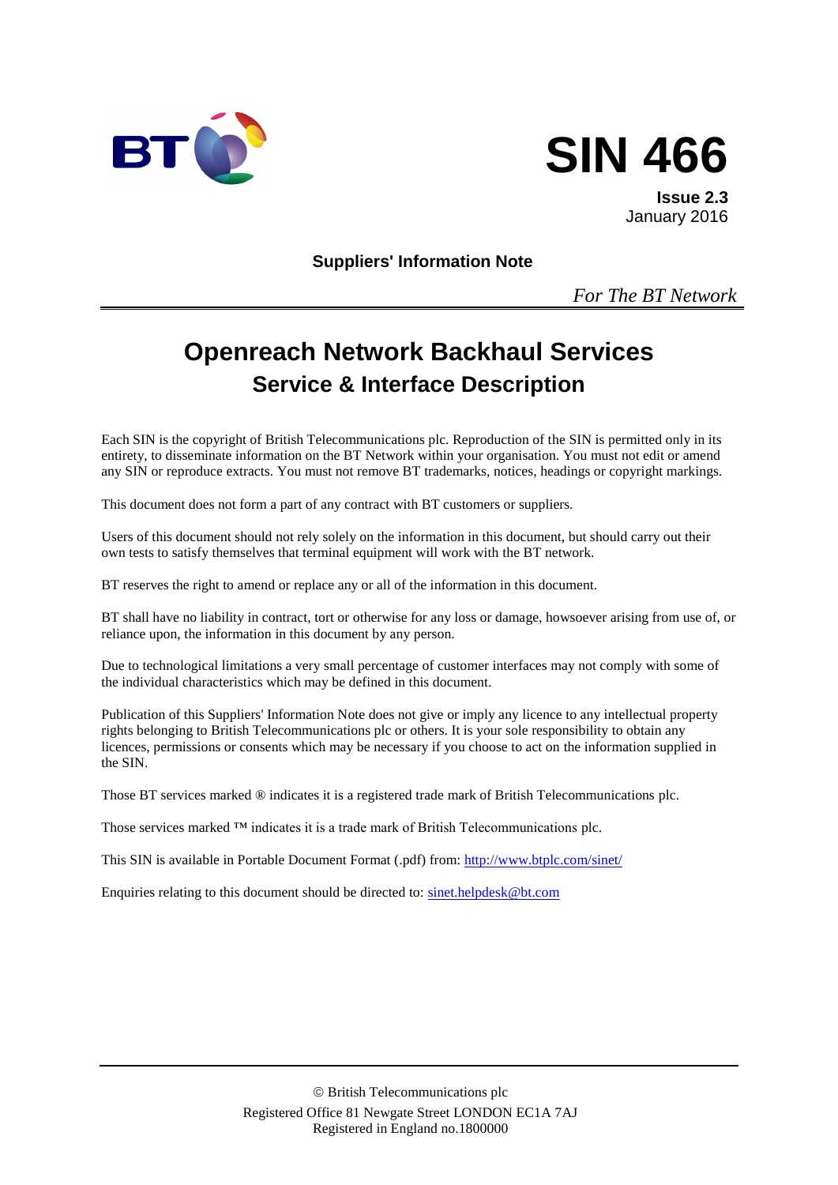BT

# SIN 466

**Issue 2.3**
January 2016

**Suppliers' Information Note**

*For The BT Network*

---

# Openreach Network Backhaul Services
## Service & Interface Description

Each SIN is the copyright of British Telecommunications plc. Reproduction of the SIN is permitted only in its entirety, to disseminate information on the BT Network within your organisation. You must not edit or amend any SIN or reproduce extracts. You must not remove BT trademarks, notices, headings or copyright markings.

This document does not form a part of any contract with BT customers or suppliers.

Users of this document should not rely solely on the information in this document, but should carry out their own tests to satisfy themselves that terminal equipment will work with the BT network.

BT reserves the right to amend or replace any or all of the information in this document.

BT shall have no liability in contract, tort or otherwise for any loss or damage, howsoever arising from use of, or reliance upon, the information in this document by any person.

Due to technological limitations a very small percentage of customer interfaces may not comply with some of the individual characteristics which may be defined in this document.

Publication of this Suppliers' Information Note does not give or imply any licence to any intellectual property rights belonging to British Telecommunications plc or others. It is your sole responsibility to obtain any licences, permissions or consents which may be necessary if you choose to act on the information supplied in the SIN.

Those BT services marked ® indicates it is a registered trade mark of British Telecommunications plc.

Those services marked ™ indicates it is a trade mark of British Telecommunications plc.

This SIN is available in Portable Document Format (.pdf) from: http://www.btplc.com/sinet/

Enquiries relating to this document should be directed to: sinet.helpdesk@bt.com

---

© British Telecommunications plc
Registered Office 81 Newgate Street LONDON EC1A 7AJ
Registered in England no.1800000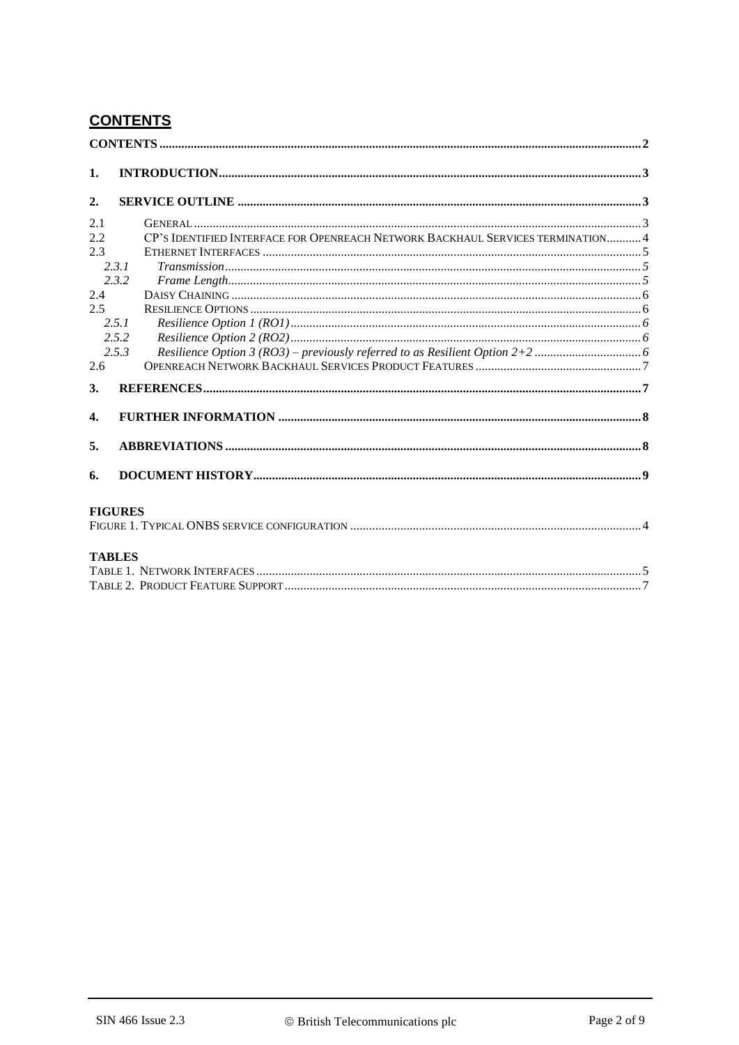## CONTENTS

CONTENTS ..... 2

1. INTRODUCTION ..... 3

2. SERVICE OUTLINE ..... 3

2.1 GENERAL ..... 3

2.2 CP'S IDENTIFIED INTERFACE FOR OPENREACH NETWORK BACKHAUL SERVICES TERMINATION ..... 4

2.3 ETHERNET INTERFACES ..... 5

*2.3.1 Transmission ..... 5*

*2.3.2 Frame Length ..... 5*

2.4 DAISY CHAINING ..... 6

2.5 RESILIENCE OPTIONS ..... 6

*2.5.1 Resilience Option 1 (RO1) ..... 6*

*2.5.2 Resilience Option 2 (RO2) ..... 6*

*2.5.3 Resilience Option 3 (RO3) – previously referred to as Resilient Option 2+2 ..... 6*

2.6 OPENREACH NETWORK BACKHAUL SERVICES PRODUCT FEATURES ..... 7

3. REFERENCES ..... 7

4. FURTHER INFORMATION ..... 8

5. ABBREVIATIONS ..... 8

6. DOCUMENT HISTORY ..... 9

**FIGURES**

FIGURE 1. TYPICAL ONBS SERVICE CONFIGURATION ..... 4

**TABLES**

TABLE 1. NETWORK INTERFACES ..... 5

TABLE 2. PRODUCT FEATURE SUPPORT ..... 7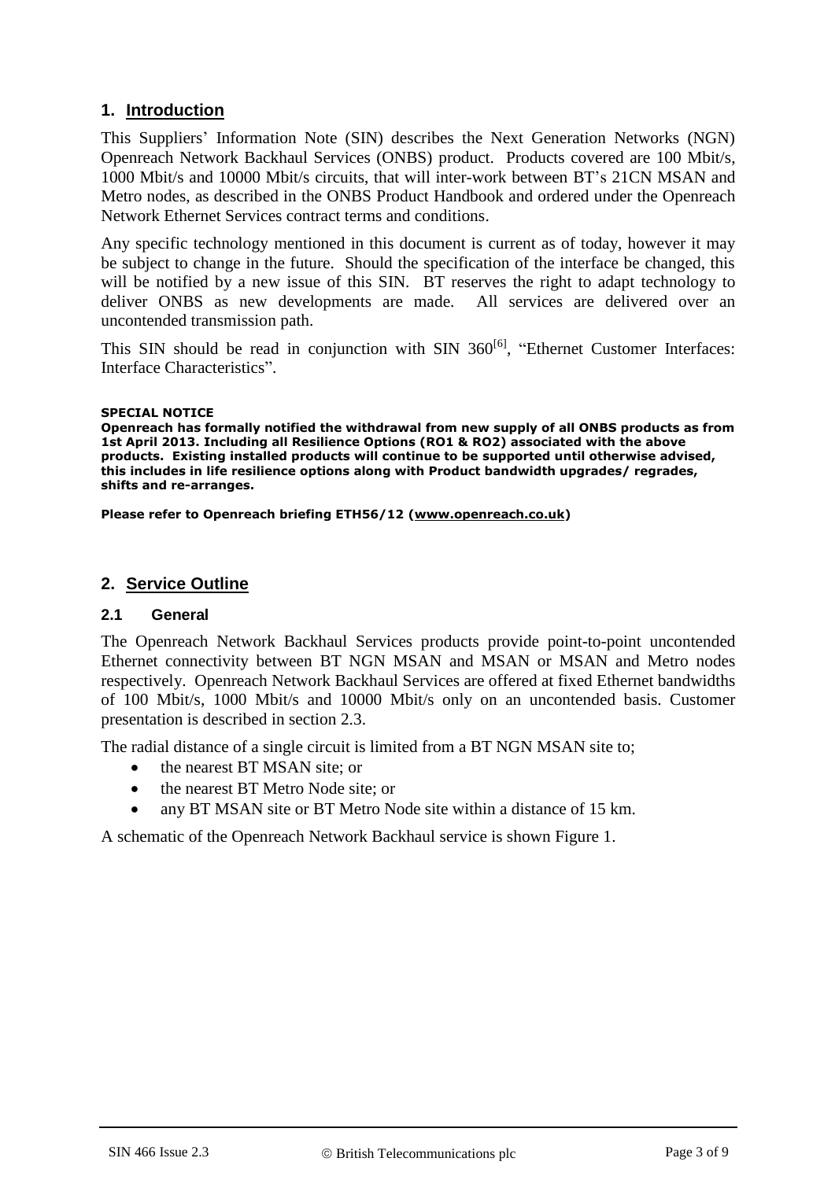## 1. Introduction

This Suppliers' Information Note (SIN) describes the Next Generation Networks (NGN) Openreach Network Backhaul Services (ONBS) product. Products covered are 100 Mbit/s, 1000 Mbit/s and 10000 Mbit/s circuits, that will inter-work between BT's 21CN MSAN and Metro nodes, as described in the ONBS Product Handbook and ordered under the Openreach Network Ethernet Services contract terms and conditions.

Any specific technology mentioned in this document is current as of today, however it may be subject to change in the future. Should the specification of the interface be changed, this will be notified by a new issue of this SIN. BT reserves the right to adapt technology to deliver ONBS as new developments are made. All services are delivered over an uncontended transmission path.

This SIN should be read in conjunction with SIN 360[6], "Ethernet Customer Interfaces: Interface Characteristics".

**SPECIAL NOTICE**
**Openreach has formally notified the withdrawal from new supply of all ONBS products as from 1st April 2013. Including all Resilience Options (RO1 & RO2) associated with the above products. Existing installed products will continue to be supported until otherwise advised, this includes in life resilience options along with Product bandwidth upgrades/ regrades, shifts and re-arranges.**

**Please refer to Openreach briefing ETH56/12 (www.openreach.co.uk)**

## 2. Service Outline

### 2.1 General

The Openreach Network Backhaul Services products provide point-to-point uncontended Ethernet connectivity between BT NGN MSAN and MSAN or MSAN and Metro nodes respectively. Openreach Network Backhaul Services are offered at fixed Ethernet bandwidths of 100 Mbit/s, 1000 Mbit/s and 10000 Mbit/s only on an uncontended basis. Customer presentation is described in section 2.3.

The radial distance of a single circuit is limited from a BT NGN MSAN site to;

- the nearest BT MSAN site; or
- the nearest BT Metro Node site; or
- any BT MSAN site or BT Metro Node site within a distance of 15 km.

A schematic of the Openreach Network Backhaul service is shown Figure 1.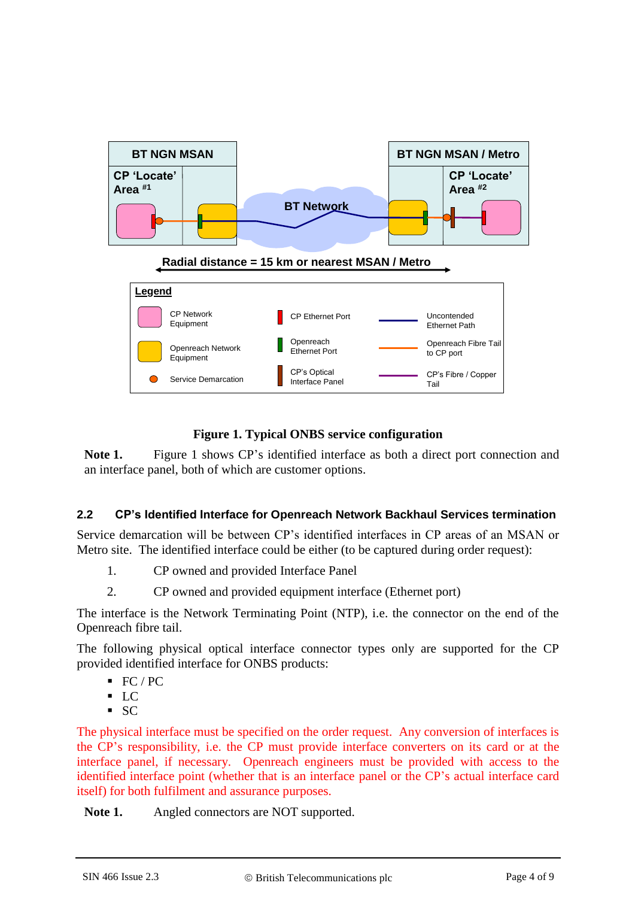**Figure 1. Typical ONBS service configuration**

**Note 1.** Figure 1 shows CP's identified interface as both a direct port connection and an interface panel, both of which are customer options.

## 2.2 CP's Identified Interface for Openreach Network Backhaul Services termination

Service demarcation will be between CP's identified interfaces in CP areas of an MSAN or Metro site. The identified interface could be either (to be captured during order request):

1. CP owned and provided Interface Panel
2. CP owned and provided equipment interface (Ethernet port)

The interface is the Network Terminating Point (NTP), i.e. the connector on the end of the Openreach fibre tail.

The following physical optical interface connector types only are supported for the CP provided identified interface for ONBS products:

- FC / PC
- LC
- SC

The physical interface must be specified on the order request. Any conversion of interfaces is the CP's responsibility, i.e. the CP must provide interface converters on its card or at the interface panel, if necessary. Openreach engineers must be provided with access to the identified interface point (whether that is an interface panel or the CP's actual interface card itself) for both fulfilment and assurance purposes.

**Note 1.** Angled connectors are NOT supported.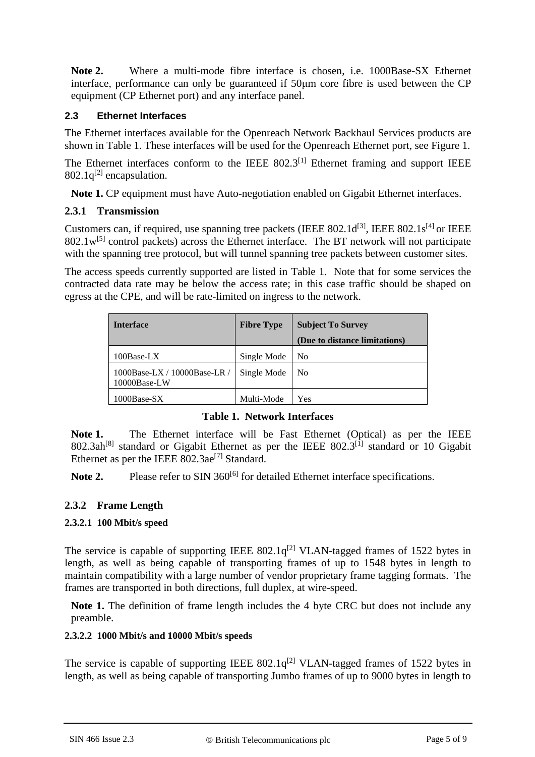**Note 2.** Where a multi-mode fibre interface is chosen, i.e. 1000Base-SX Ethernet interface, performance can only be guaranteed if 50µm core fibre is used between the CP equipment (CP Ethernet port) and any interface panel.

### 2.3 Ethernet Interfaces

The Ethernet interfaces available for the Openreach Network Backhaul Services products are shown in Table 1. These interfaces will be used for the Openreach Ethernet port, see Figure 1.

The Ethernet interfaces conform to the IEEE 802.3[1] Ethernet framing and support IEEE 802.1q[2] encapsulation.

**Note 1.** CP equipment must have Auto-negotiation enabled on Gigabit Ethernet interfaces.

#### 2.3.1 Transmission

Customers can, if required, use spanning tree packets (IEEE 802.1d[3], IEEE 802.1s[4] or IEEE 802.1w[5] control packets) across the Ethernet interface. The BT network will not participate with the spanning tree protocol, but will tunnel spanning tree packets between customer sites.

The access speeds currently supported are listed in Table 1. Note that for some services the contracted data rate may be below the access rate; in this case traffic should be shaped on egress at the CPE, and will be rate-limited on ingress to the network.

| Interface | Fibre Type | Subject To Survey (Due to distance limitations) |
|---|---|---|
| 100Base-LX | Single Mode | No |
| 1000Base-LX / 10000Base-LR / 10000Base-LW | Single Mode | No |
| 1000Base-SX | Multi-Mode | Yes |

**Table 1. Network Interfaces**

**Note 1.** The Ethernet interface will be Fast Ethernet (Optical) as per the IEEE 802.3ah[8] standard or Gigabit Ethernet as per the IEEE 802.3[1] standard or 10 Gigabit Ethernet as per the IEEE 802.3ae[7] Standard.

**Note 2.** Please refer to SIN 360[6] for detailed Ethernet interface specifications.

#### 2.3.2 Frame Length

##### 2.3.2.1 100 Mbit/s speed

The service is capable of supporting IEEE 802.1q[2] VLAN-tagged frames of 1522 bytes in length, as well as being capable of transporting frames of up to 1548 bytes in length to maintain compatibility with a large number of vendor proprietary frame tagging formats. The frames are transported in both directions, full duplex, at wire-speed.

**Note 1.** The definition of frame length includes the 4 byte CRC but does not include any preamble.

##### 2.3.2.2 1000 Mbit/s and 10000 Mbit/s speeds

The service is capable of supporting IEEE 802.1q[2] VLAN-tagged frames of 1522 bytes in length, as well as being capable of transporting Jumbo frames of up to 9000 bytes in length to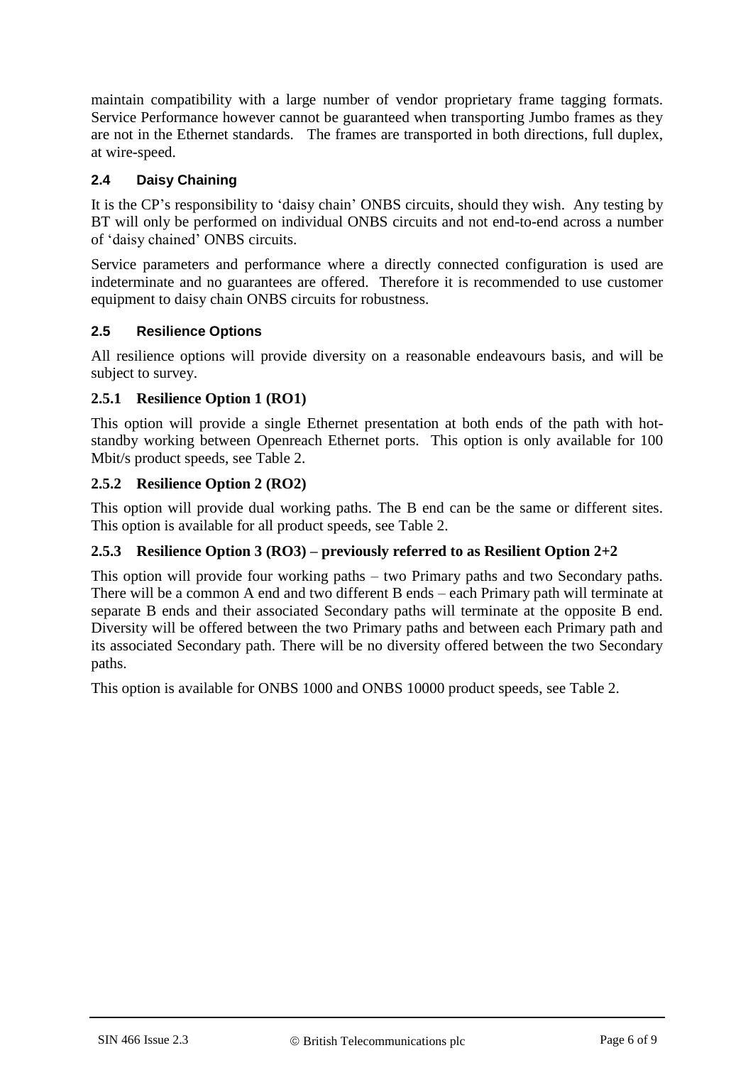maintain compatibility with a large number of vendor proprietary frame tagging formats. Service Performance however cannot be guaranteed when transporting Jumbo frames as they are not in the Ethernet standards. The frames are transported in both directions, full duplex, at wire-speed.

## 2.4 Daisy Chaining

It is the CP's responsibility to 'daisy chain' ONBS circuits, should they wish. Any testing by BT will only be performed on individual ONBS circuits and not end-to-end across a number of 'daisy chained' ONBS circuits.

Service parameters and performance where a directly connected configuration is used are indeterminate and no guarantees are offered. Therefore it is recommended to use customer equipment to daisy chain ONBS circuits for robustness.

## 2.5 Resilience Options

All resilience options will provide diversity on a reasonable endeavours basis, and will be subject to survey.

### 2.5.1 Resilience Option 1 (RO1)

This option will provide a single Ethernet presentation at both ends of the path with hot-standby working between Openreach Ethernet ports. This option is only available for 100 Mbit/s product speeds, see Table 2.

### 2.5.2 Resilience Option 2 (RO2)

This option will provide dual working paths. The B end can be the same or different sites. This option is available for all product speeds, see Table 2.

### 2.5.3 Resilience Option 3 (RO3) – previously referred to as Resilient Option 2+2

This option will provide four working paths – two Primary paths and two Secondary paths. There will be a common A end and two different B ends – each Primary path will terminate at separate B ends and their associated Secondary paths will terminate at the opposite B end. Diversity will be offered between the two Primary paths and between each Primary path and its associated Secondary path. There will be no diversity offered between the two Secondary paths.

This option is available for ONBS 1000 and ONBS 10000 product speeds, see Table 2.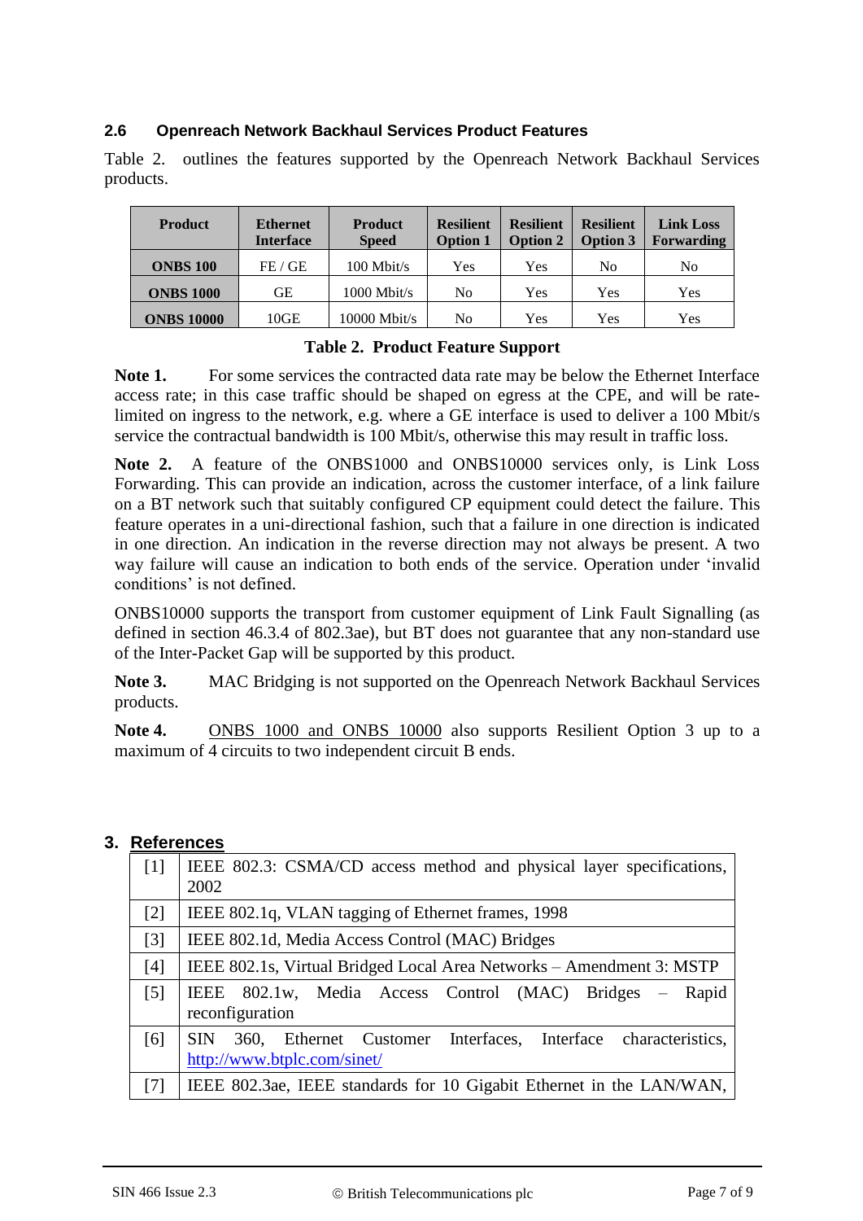### 2.6 Openreach Network Backhaul Services Product Features

Table 2. outlines the features supported by the Openreach Network Backhaul Services products.

| Product | Ethernet Interface | Product Speed | Resilient Option 1 | Resilient Option 2 | Resilient Option 3 | Link Loss Forwarding |
|---|---|---|---|---|---|---|
| **ONBS 100** | FE / GE | 100 Mbit/s | Yes | Yes | No | No |
| **ONBS 1000** | GE | 1000 Mbit/s | No | Yes | Yes | Yes |
| **ONBS 10000** | 10GE | 10000 Mbit/s | No | Yes | Yes | Yes |

**Table 2. Product Feature Support**

**Note 1.** For some services the contracted data rate may be below the Ethernet Interface access rate; in this case traffic should be shaped on egress at the CPE, and will be rate-limited on ingress to the network, e.g. where a GE interface is used to deliver a 100 Mbit/s service the contractual bandwidth is 100 Mbit/s, otherwise this may result in traffic loss.

**Note 2.** A feature of the ONBS1000 and ONBS10000 services only, is Link Loss Forwarding. This can provide an indication, across the customer interface, of a link failure on a BT network such that suitably configured CP equipment could detect the failure. This feature operates in a uni-directional fashion, such that a failure in one direction is indicated in one direction. An indication in the reverse direction may not always be present. A two way failure will cause an indication to both ends of the service. Operation under 'invalid conditions' is not defined.

ONBS10000 supports the transport from customer equipment of Link Fault Signalling (as defined in section 46.3.4 of 802.3ae), but BT does not guarantee that any non-standard use of the Inter-Packet Gap will be supported by this product.

**Note 3.** MAC Bridging is not supported on the Openreach Network Backhaul Services products.

**Note 4.** ONBS 1000 and ONBS 10000 also supports Resilient Option 3 up to a maximum of 4 circuits to two independent circuit B ends.

## 3. References

| | |
|---|---|
| [1] | IEEE 802.3: CSMA/CD access method and physical layer specifications, 2002 |
| [2] | IEEE 802.1q, VLAN tagging of Ethernet frames, 1998 |
| [3] | IEEE 802.1d, Media Access Control (MAC) Bridges |
| [4] | IEEE 802.1s, Virtual Bridged Local Area Networks – Amendment 3: MSTP |
| [5] | IEEE 802.1w, Media Access Control (MAC) Bridges – Rapid reconfiguration |
| [6] | SIN 360, Ethernet Customer Interfaces, Interface characteristics, http://www.btplc.com/sinet/ |
| [7] | IEEE 802.3ae, IEEE standards for 10 Gigabit Ethernet in the LAN/WAN, |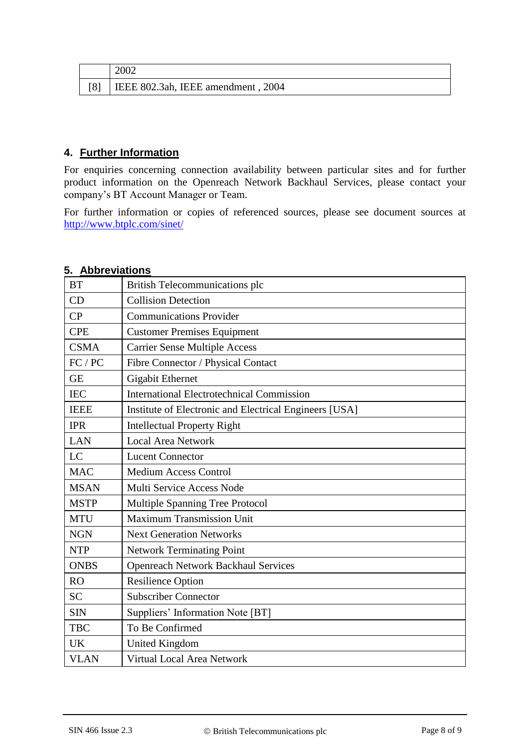|  | 2002 |
| --- | --- |
| [8] | IEEE 802.3ah, IEEE amendment , 2004 |

## 4. Further Information

For enquiries concerning connection availability between particular sites and for further product information on the Openreach Network Backhaul Services, please contact your company's BT Account Manager or Team.

For further information or copies of referenced sources, please see document sources at http://www.btplc.com/sinet/

## 5. Abbreviations

| | |
| --- | --- |
| BT | British Telecommunications plc |
| CD | Collision Detection |
| CP | Communications Provider |
| CPE | Customer Premises Equipment |
| CSMA | Carrier Sense Multiple Access |
| FC / PC | Fibre Connector / Physical Contact |
| GE | Gigabit Ethernet |
| IEC | International Electrotechnical Commission |
| IEEE | Institute of Electronic and Electrical Engineers [USA] |
| IPR | Intellectual Property Right |
| LAN | Local Area Network |
| LC | Lucent Connector |
| MAC | Medium Access Control |
| MSAN | Multi Service Access Node |
| MSTP | Multiple Spanning Tree Protocol |
| MTU | Maximum Transmission Unit |
| NGN | Next Generation Networks |
| NTP | Network Terminating Point |
| ONBS | Openreach Network Backhaul Services |
| RO | Resilience Option |
| SC | Subscriber Connector |
| SIN | Suppliers' Information Note [BT] |
| TBC | To Be Confirmed |
| UK | United Kingdom |
| VLAN | Virtual Local Area Network |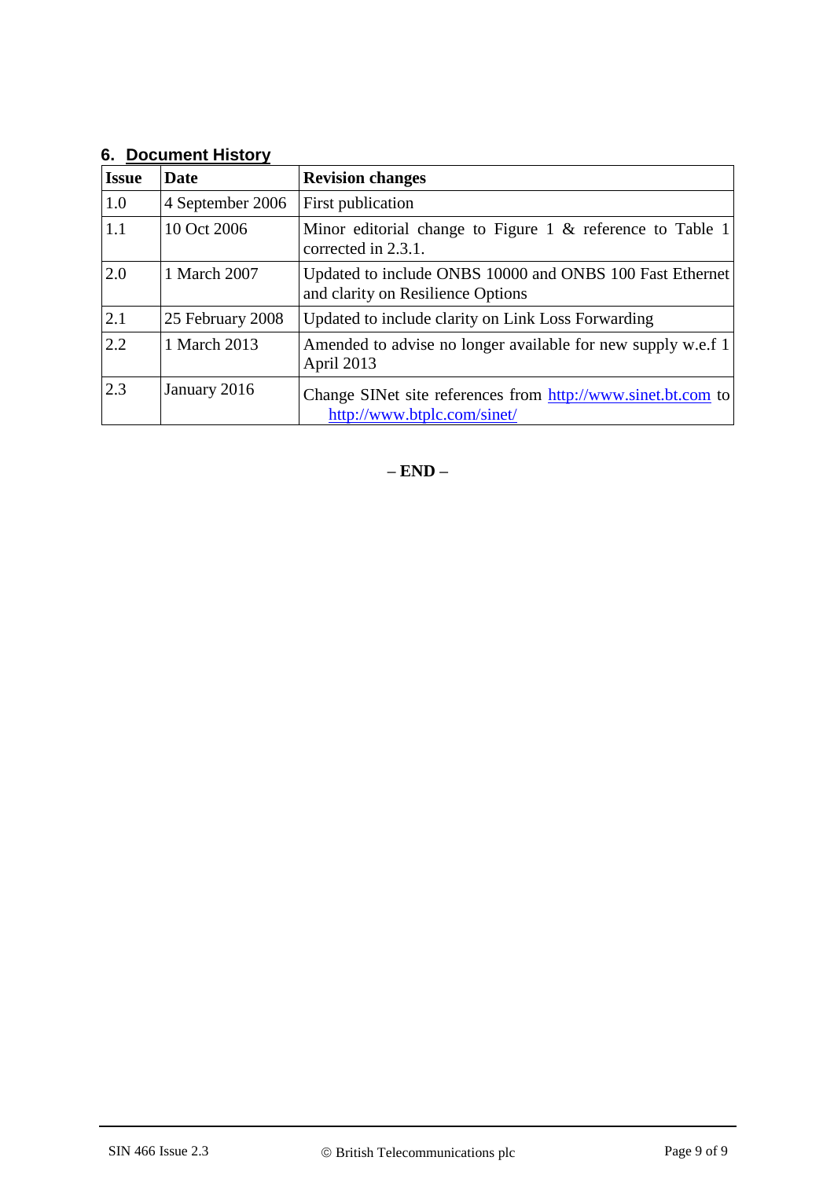## 6. Document History

| Issue | Date | Revision changes |
|---|---|---|
| 1.0 | 4 September 2006 | First publication |
| 1.1 | 10 Oct 2006 | Minor editorial change to Figure 1 & reference to Table 1 corrected in 2.3.1. |
| 2.0 | 1 March 2007 | Updated to include ONBS 10000 and ONBS 100 Fast Ethernet and clarity on Resilience Options |
| 2.1 | 25 February 2008 | Updated to include clarity on Link Loss Forwarding |
| 2.2 | 1 March 2013 | Amended to advise no longer available for new supply w.e.f 1 April 2013 |
| 2.3 | January 2016 | Change SINet site references from http://www.sinet.bt.com to http://www.btplc.com/sinet/ |

**– END –**